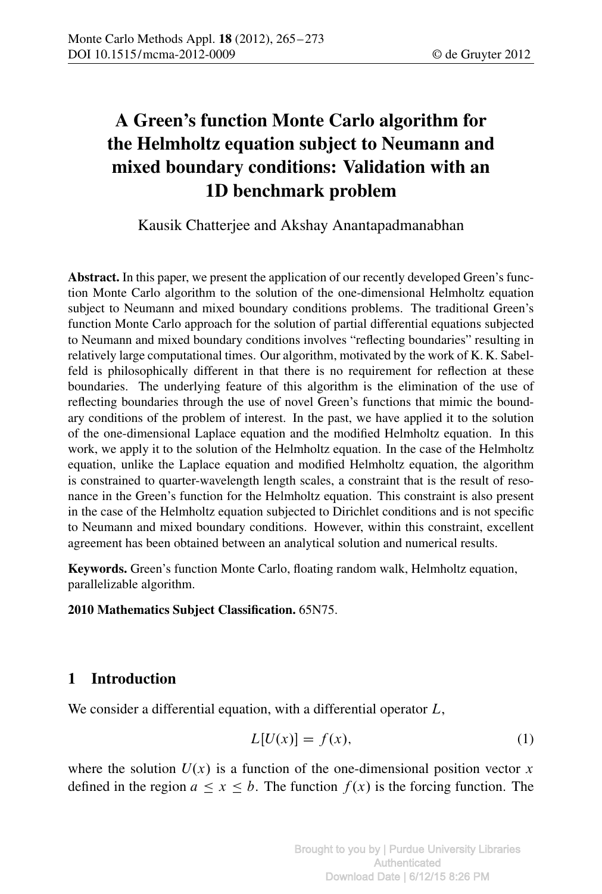# A Green's function Monte Carlo algorithm for the Helmholtz equation subject to Neumann and mixed boundary conditions: Validation with an 1D benchmark problem

Kausik Chatterjee and Akshay Anantapadmanabhan

**Abstract.** In this paper, we present the application of our recently developed Green's function Monte Carlo algorithm to the solution of the one-dimensional Helmholtz equation subject to Neumann and mixed boundary conditions problems. The traditional Green's function Monte Carlo approach for the solution of partial differential equations subjected to Neumann and mixed boundary conditions involves "reflecting boundaries" resulting in relatively large computational times. Our algorithm, motivated by the work of K. K. Sabelfeld is philosophically different in that there is no requirement for reflection at these boundaries. The underlying feature of this algorithm is the elimination of the use of reflecting boundaries through the use of novel Green's functions that mimic the boundary conditions of the problem of interest. In the past, we have applied it to the solution of the one-dimensional Laplace equation and the modified Helmholtz equation. In this work, we apply it to the solution of the Helmholtz equation. In the case of the Helmholtz equation, unlike the Laplace equation and modified Helmholtz equation, the algorithm is constrained to quarter-wavelength length scales, a constraint that is the result of resonance in the Green's function for the Helmholtz equation. This constraint is also present in the case of the Helmholtz equation subjected to Dirichlet conditions and is not specific to Neumann and mixed boundary conditions. However, within this constraint, excellent agreement has been obtained between an analytical solution and numerical results.

**Keywords.** Green's function Monte Carlo, floating random walk, Helmholtz equation, parallelizable algorithm.

**2010 Mathematics Subject Classification.** 65N75.

## 1 Introduction

We consider a differential equation, with a differential operator $L$,

$$L[U(x)] = f(x), \tag{1}$$

where the solution $U(x)$ is a function of the one-dimensional position vector $x$ defined in the region $a \leq x \leq b$. The function $f(x)$ is the forcing function. The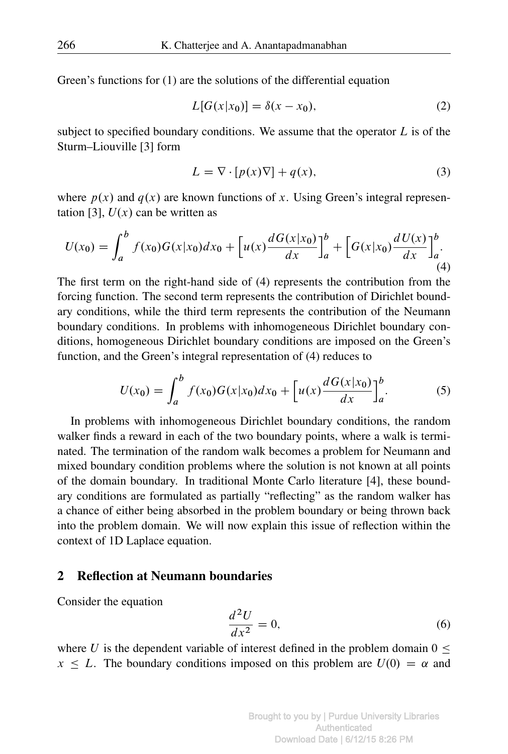Green's functions for (1) are the solutions of the differential equation

$$L[G(x|x_0)] = \delta(x - x_0), \tag{2}$$

subject to specified boundary conditions. We assume that the operator $L$ is of the Sturm–Liouville [3] form

$$L = \nabla \cdot [p(x)\nabla] + q(x), \tag{3}$$

where $p(x)$ and $q(x)$ are known functions of $x$. Using Green's integral representation [3], $U(x)$ can be written as

$$U(x_0) = \int_a^b f(x_0)G(x|x_0)dx_0 + \Big[u(x)\frac{dG(x|x_0)}{dx}\Big]_a^b + \Big[G(x|x_0)\frac{dU(x)}{dx}\Big]_a^b. \tag{4}$$

The first term on the right-hand side of (4) represents the contribution from the forcing function. The second term represents the contribution of Dirichlet boundary conditions, while the third term represents the contribution of the Neumann boundary conditions. In problems with inhomogeneous Dirichlet boundary conditions, homogeneous Dirichlet boundary conditions are imposed on the Green's function, and the Green's integral representation of (4) reduces to

$$U(x_0) = \int_a^b f(x_0)G(x|x_0)dx_0 + \Big[u(x)\frac{dG(x|x_0)}{dx}\Big]_a^b. \tag{5}$$

In problems with inhomogeneous Dirichlet boundary conditions, the random walker finds a reward in each of the two boundary points, where a walk is terminated. The termination of the random walk becomes a problem for Neumann and mixed boundary condition problems where the solution is not known at all points of the domain boundary. In traditional Monte Carlo literature [4], these boundary conditions are formulated as partially "reflecting" as the random walker has a chance of either being absorbed in the problem boundary or being thrown back into the problem domain. We will now explain this issue of reflection within the context of 1D Laplace equation.

## 2 Reflection at Neumann boundaries

Consider the equation

$$\frac{d^2U}{dx^2} = 0, \tag{6}$$

where $U$ is the dependent variable of interest defined in the problem domain $0 \leq x \leq L$. The boundary conditions imposed on this problem are $U(0) = \alpha$ and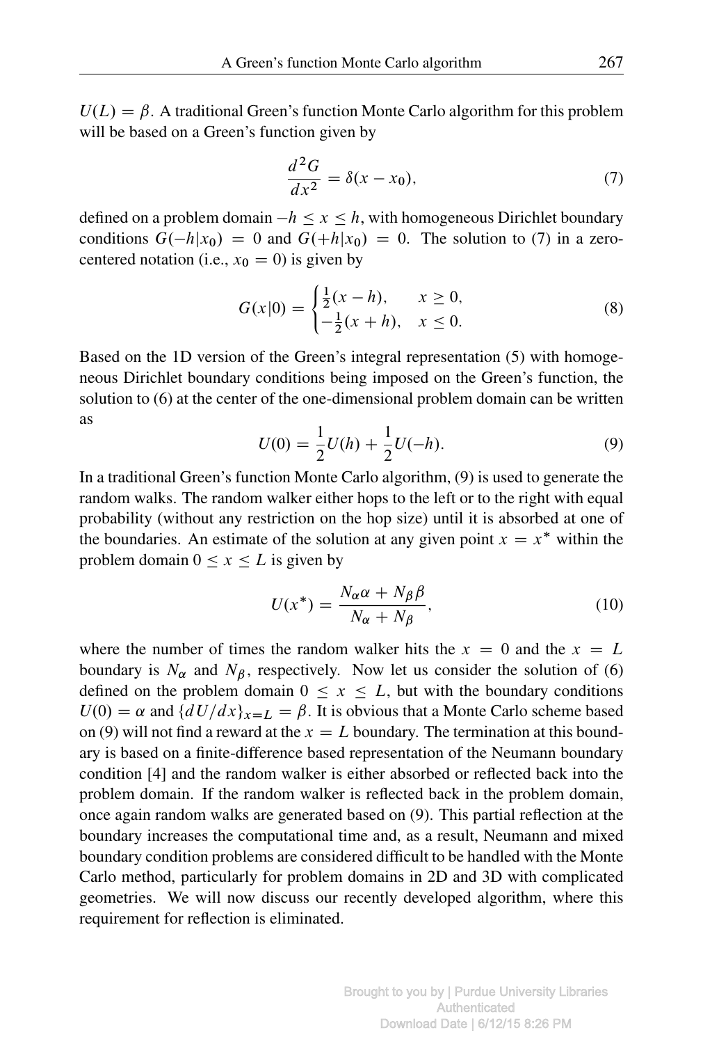$U(L) = \beta$. A traditional Green's function Monte Carlo algorithm for this problem will be based on a Green's function given by

$$\frac{d^2G}{dx^2} = \delta(x - x_0), \tag{7}$$

defined on a problem domain $-h \leq x \leq h$, with homogeneous Dirichlet boundary conditions $G(-h|x_0) = 0$ and $G(+h|x_0) = 0$. The solution to (7) in a zero-centered notation (i.e., $x_0 = 0$) is given by

$$G(x|0) = \begin{cases} \frac{1}{2}(x - h), & x \geq 0, \\ -\frac{1}{2}(x + h), & x \leq 0. \end{cases} \tag{8}$$

Based on the 1D version of the Green's integral representation (5) with homogeneous Dirichlet boundary conditions being imposed on the Green's function, the solution to (6) at the center of the one-dimensional problem domain can be written as

$$U(0) = \frac{1}{2}U(h) + \frac{1}{2}U(-h). \tag{9}$$

In a traditional Green's function Monte Carlo algorithm, (9) is used to generate the random walks. The random walker either hops to the left or to the right with equal probability (without any restriction on the hop size) until it is absorbed at one of the boundaries. An estimate of the solution at any given point $x = x^*$ within the problem domain $0 \leq x \leq L$ is given by

$$U(x^*) = \frac{N_\alpha \alpha + N_\beta \beta}{N_\alpha + N_\beta}, \tag{10}$$

where the number of times the random walker hits the $x = 0$ and the $x = L$ boundary is $N_\alpha$ and $N_\beta$, respectively. Now let us consider the solution of (6) defined on the problem domain $0 \leq x \leq L$, but with the boundary conditions $U(0) = \alpha$ and $\{dU/dx\}_{x=L} = \beta$. It is obvious that a Monte Carlo scheme based on (9) will not find a reward at the $x = L$ boundary. The termination at this boundary is based on a finite-difference based representation of the Neumann boundary condition [4] and the random walker is either absorbed or reflected back into the problem domain. If the random walker is reflected back in the problem domain, once again random walks are generated based on (9). This partial reflection at the boundary increases the computational time and, as a result, Neumann and mixed boundary condition problems are considered difficult to be handled with the Monte Carlo method, particularly for problem domains in 2D and 3D with complicated geometries. We will now discuss our recently developed algorithm, where this requirement for reflection is eliminated.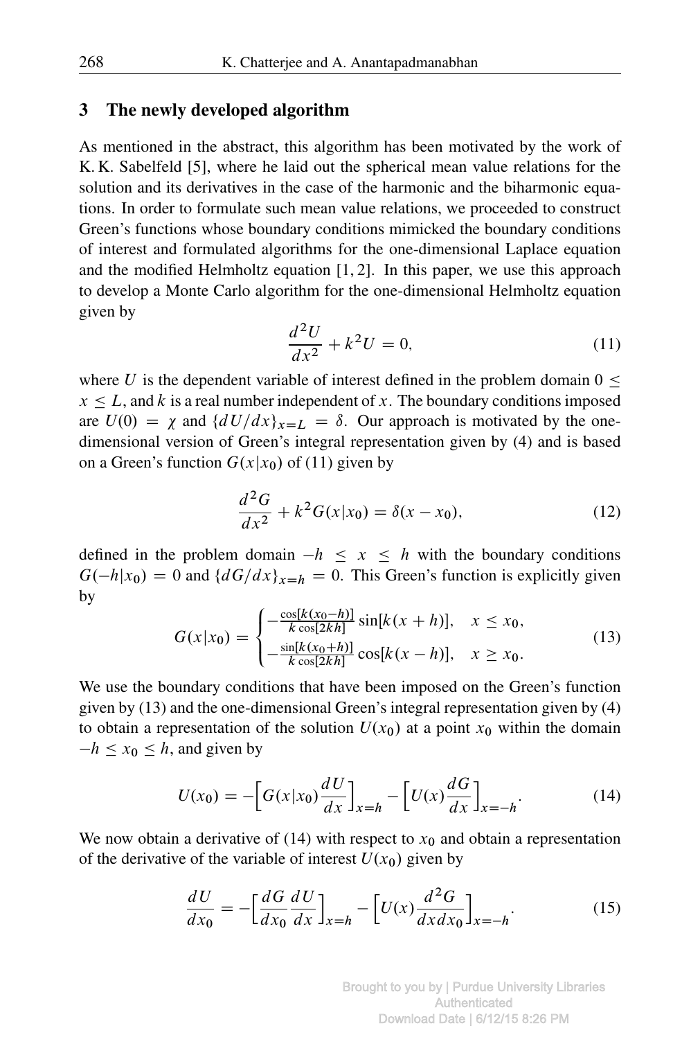## 3 The newly developed algorithm

As mentioned in the abstract, this algorithm has been motivated by the work of K. K. Sabelfeld [5], where he laid out the spherical mean value relations for the solution and its derivatives in the case of the harmonic and the biharmonic equations. In order to formulate such mean value relations, we proceeded to construct Green's functions whose boundary conditions mimicked the boundary conditions of interest and formulated algorithms for the one-dimensional Laplace equation and the modified Helmholtz equation [1, 2]. In this paper, we use this approach to develop a Monte Carlo algorithm for the one-dimensional Helmholtz equation given by

$$\frac{d^2U}{dx^2} + k^2 U = 0, \tag{11}$$

where $U$ is the dependent variable of interest defined in the problem domain $0 \leq x \leq L$, and $k$ is a real number independent of $x$. The boundary conditions imposed are $U(0) = \chi$ and $\{dU/dx\}_{x=L} = \delta$. Our approach is motivated by the one-dimensional version of Green's integral representation given by (4) and is based on a Green's function $G(x|x_0)$ of (11) given by

$$\frac{d^2G}{dx^2} + k^2 G(x|x_0) = \delta(x - x_0), \tag{12}$$

defined in the problem domain $-h \leq x \leq h$ with the boundary conditions $G(-h|x_0) = 0$ and $\{dG/dx\}_{x=h} = 0$. This Green's function is explicitly given by

$$G(x|x_0) = \begin{cases} -\frac{\cos[k(x_0-h)]}{k\cos[2kh]} \sin[k(x+h)], & x \leq x_0, \\ -\frac{\sin[k(x_0+h)]}{k\cos[2kh]} \cos[k(x-h)], & x \geq x_0. \end{cases} \tag{13}$$

We use the boundary conditions that have been imposed on the Green's function given by (13) and the one-dimensional Green's integral representation given by (4) to obtain a representation of the solution $U(x_0)$ at a point $x_0$ within the domain $-h \leq x_0 \leq h$, and given by

$$U(x_0) = -\Big[G(x|x_0)\frac{dU}{dx}\Big]_{x=h} - \Big[U(x)\frac{dG}{dx}\Big]_{x=-h}. \tag{14}$$

We now obtain a derivative of (14) with respect to $x_0$ and obtain a representation of the derivative of the variable of interest $U(x_0)$ given by

$$\frac{dU}{dx_0} = -\Big[\frac{dG}{dx_0}\frac{dU}{dx}\Big]_{x=h} - \Big[U(x)\frac{d^2G}{dx\,dx_0}\Big]_{x=-h}. \tag{15}$$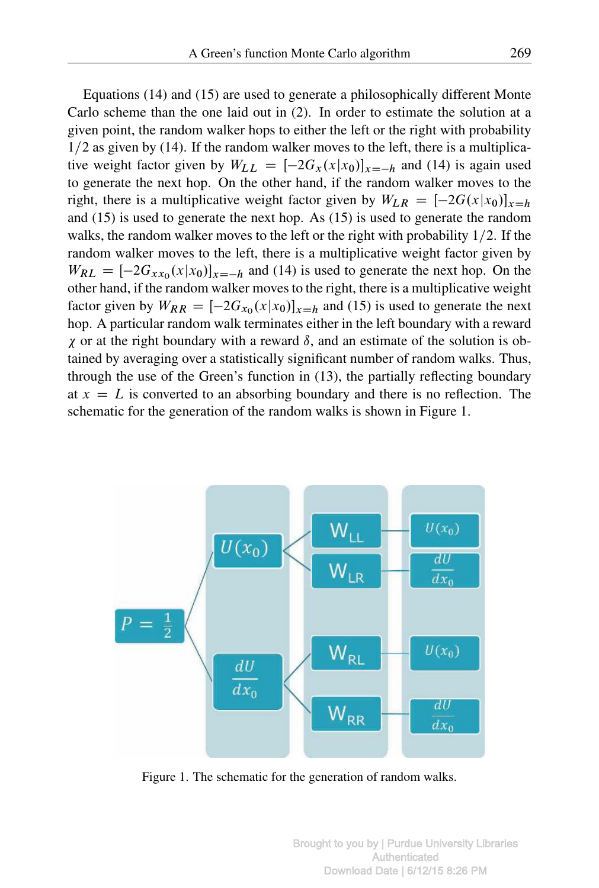Equations (14) and (15) are used to generate a philosophically different Monte Carlo scheme than the one laid out in (2). In order to estimate the solution at a given point, the random walker hops to either the left or the right with probability $1/2$ as given by (14). If the random walker moves to the left, there is a multiplicative weight factor given by $W_{LL} = [-2G_x(x|x_0)]_{x=-h}$ and (14) is again used to generate the next hop. On the other hand, if the random walker moves to the right, there is a multiplicative weight factor given by $W_{LR} = [-2G(x|x_0)]_{x=h}$ and (15) is used to generate the next hop. As (15) is used to generate the random walks, the random walker moves to the left or the right with probability $1/2$. If the random walker moves to the left, there is a multiplicative weight factor given by $W_{RL} = [-2G_{xx_0}(x|x_0)]_{x=-h}$ and (14) is used to generate the next hop. On the other hand, if the random walker moves to the right, there is a multiplicative weight factor given by $W_{RR} = [-2G_{x_0}(x|x_0)]_{x=h}$ and (15) is used to generate the next hop. A particular random walk terminates either in the left boundary with a reward $\chi$ or at the right boundary with a reward $\delta$, and an estimate of the solution is obtained by averaging over a statistically significant number of random walks. Thus, through the use of the Green's function in (13), the partially reflecting boundary at $x = L$ is converted to an absorbing boundary and there is no reflection. The schematic for the generation of the random walks is shown in Figure 1.

Figure 1. The schematic for the generation of random walks.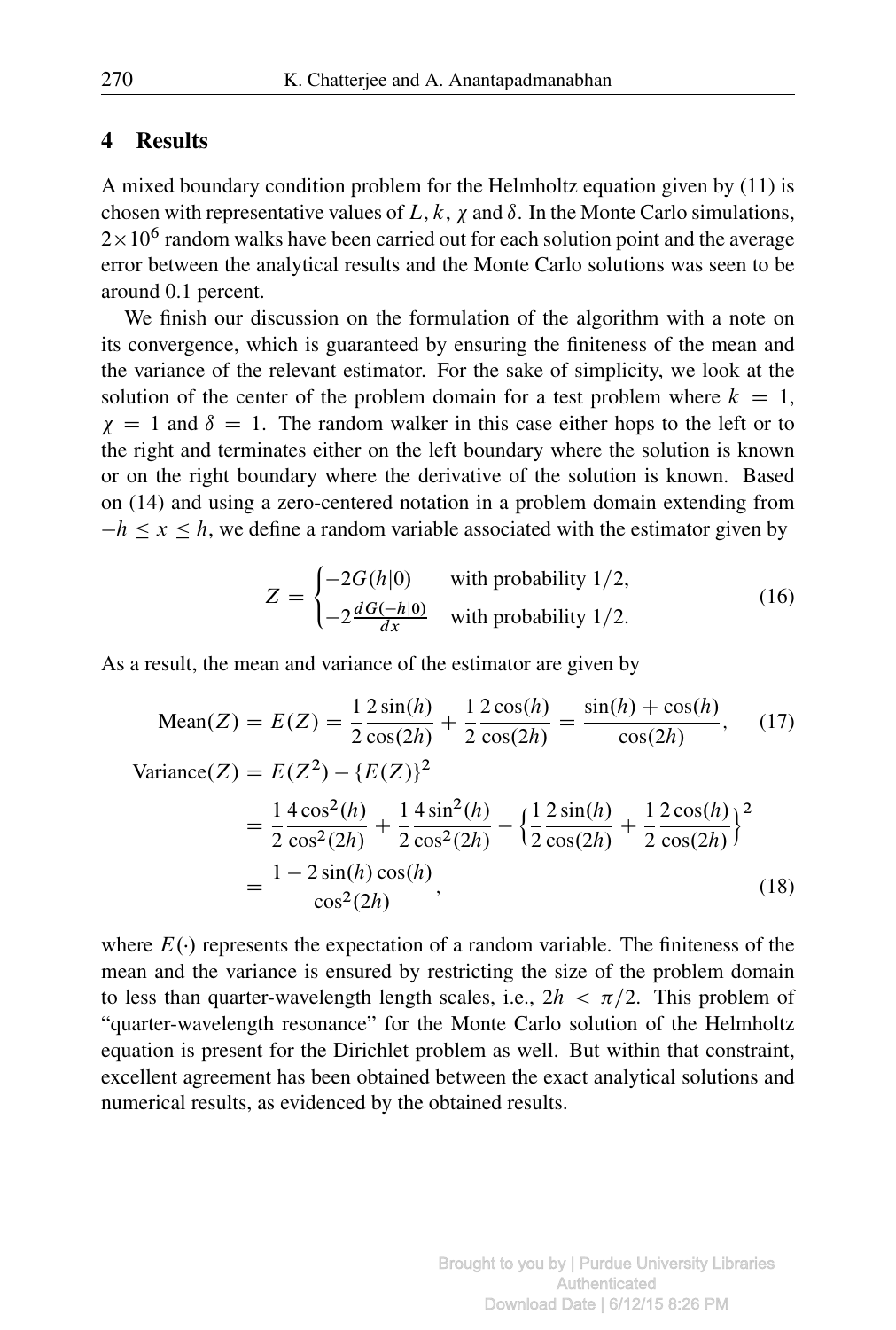## 4 Results

A mixed boundary condition problem for the Helmholtz equation given by (11) is chosen with representative values of $L$, $k$, $\chi$ and $\delta$. In the Monte Carlo simulations, $2 \times 10^6$ random walks have been carried out for each solution point and the average error between the analytical results and the Monte Carlo solutions was seen to be around 0.1 percent.

We finish our discussion on the formulation of the algorithm with a note on its convergence, which is guaranteed by ensuring the finiteness of the mean and the variance of the relevant estimator. For the sake of simplicity, we look at the solution of the center of the problem domain for a test problem where $k = 1$, $\chi = 1$ and $\delta = 1$. The random walker in this case either hops to the left or to the right and terminates either on the left boundary where the solution is known or on the right boundary where the derivative of the solution is known. Based on (14) and using a zero-centered notation in a problem domain extending from $-h \leq x \leq h$, we define a random variable associated with the estimator given by

$$Z = \begin{cases} -2G(h|0) & \text{with probability } 1/2, \\ -2\frac{dG(-h|0)}{dx} & \text{with probability } 1/2. \end{cases} \tag{16}$$

As a result, the mean and variance of the estimator are given by

$$\text{Mean}(Z) = E(Z) = \frac{1}{2}\frac{2\sin(h)}{\cos(2h)} + \frac{1}{2}\frac{2\cos(h)}{\cos(2h)} = \frac{\sin(h) + \cos(h)}{\cos(2h)}, \tag{17}$$

$$\begin{aligned} \text{Variance}(Z) &= E(Z^2) - \{E(Z)\}^2 \\ &= \frac{1}{2}\frac{4\cos^2(h)}{\cos^2(2h)} + \frac{1}{2}\frac{4\sin^2(h)}{\cos^2(2h)} - \left\{\frac{1}{2}\frac{2\sin(h)}{\cos(2h)} + \frac{1}{2}\frac{2\cos(h)}{\cos(2h)}\right\}^2 \\ &= \frac{1 - 2\sin(h)\cos(h)}{\cos^2(2h)}, \end{aligned} \tag{18}$$

where $E(\cdot)$ represents the expectation of a random variable. The finiteness of the mean and the variance is ensured by restricting the size of the problem domain to less than quarter-wavelength length scales, i.e., $2h < \pi/2$. This problem of "quarter-wavelength resonance" for the Monte Carlo solution of the Helmholtz equation is present for the Dirichlet problem as well. But within that constraint, excellent agreement has been obtained between the exact analytical solutions and numerical results, as evidenced by the obtained results.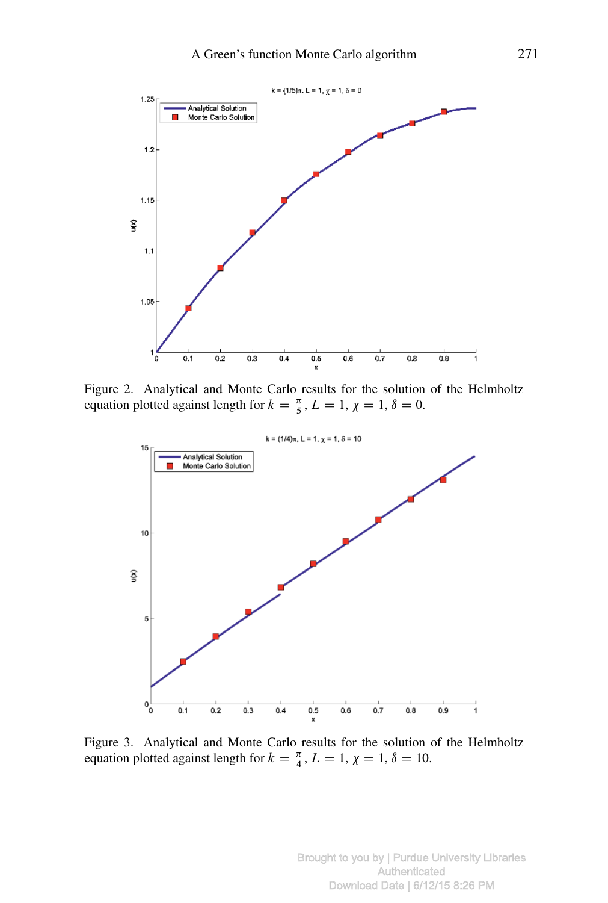Figure 2. Analytical and Monte Carlo results for the solution of the Helmholtz equation plotted against length for $k = \frac{\pi}{5}$, $L = 1$, $\chi = 1$, $\delta = 0$.

Figure 3. Analytical and Monte Carlo results for the solution of the Helmholtz equation plotted against length for $k = \frac{\pi}{4}$, $L = 1$, $\chi = 1$, $\delta = 10$.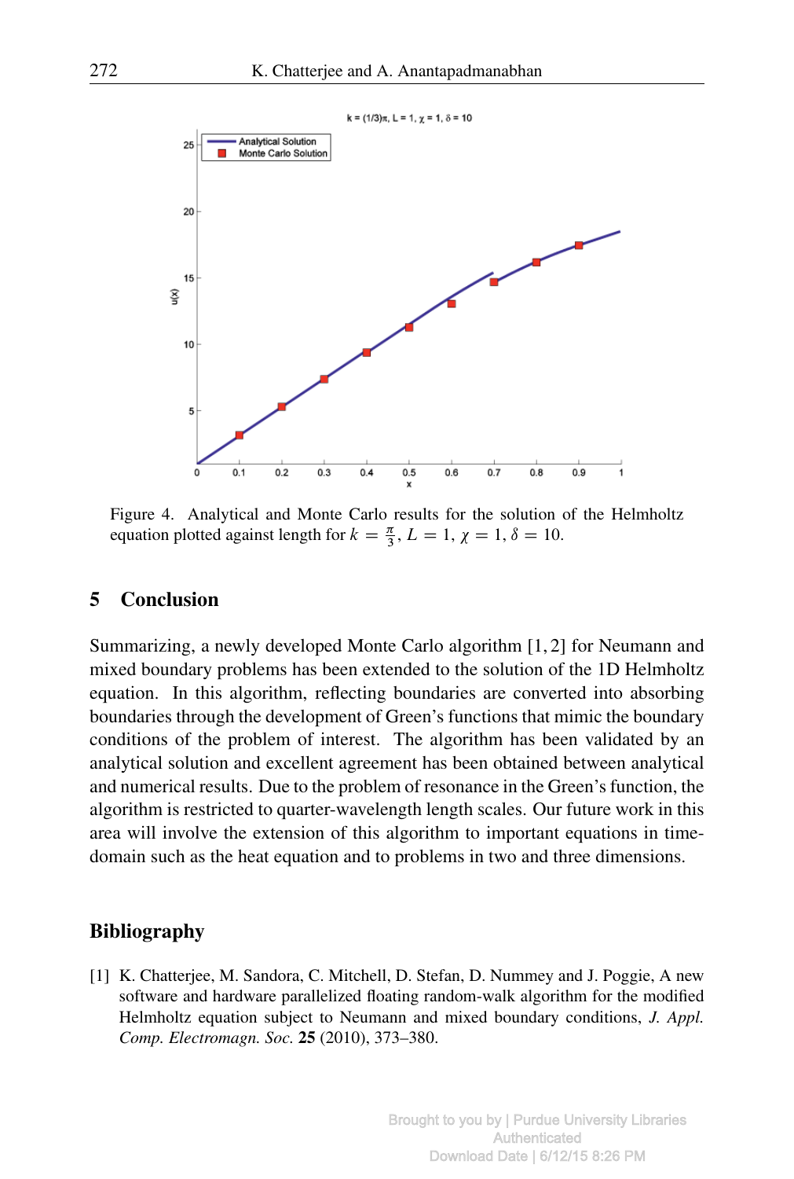Figure 4. Analytical and Monte Carlo results for the solution of the Helmholtz equation plotted against length for $k = \frac{\pi}{3}$, $L = 1$, $\chi = 1$, $\delta = 10$.

## 5 Conclusion

Summarizing, a newly developed Monte Carlo algorithm [1, 2] for Neumann and mixed boundary problems has been extended to the solution of the 1D Helmholtz equation. In this algorithm, reflecting boundaries are converted into absorbing boundaries through the development of Green's functions that mimic the boundary conditions of the problem of interest. The algorithm has been validated by an analytical solution and excellent agreement has been obtained between analytical and numerical results. Due to the problem of resonance in the Green's function, the algorithm is restricted to quarter-wavelength length scales. Our future work in this area will involve the extension of this algorithm to important equations in time-domain such as the heat equation and to problems in two and three dimensions.

## Bibliography

[1] K. Chatterjee, M. Sandora, C. Mitchell, D. Stefan, D. Nummey and J. Poggie, A new software and hardware parallelized floating random-walk algorithm for the modified Helmholtz equation subject to Neumann and mixed boundary conditions, *J. Appl. Comp. Electromagn. Soc.* **25** (2010), 373–380.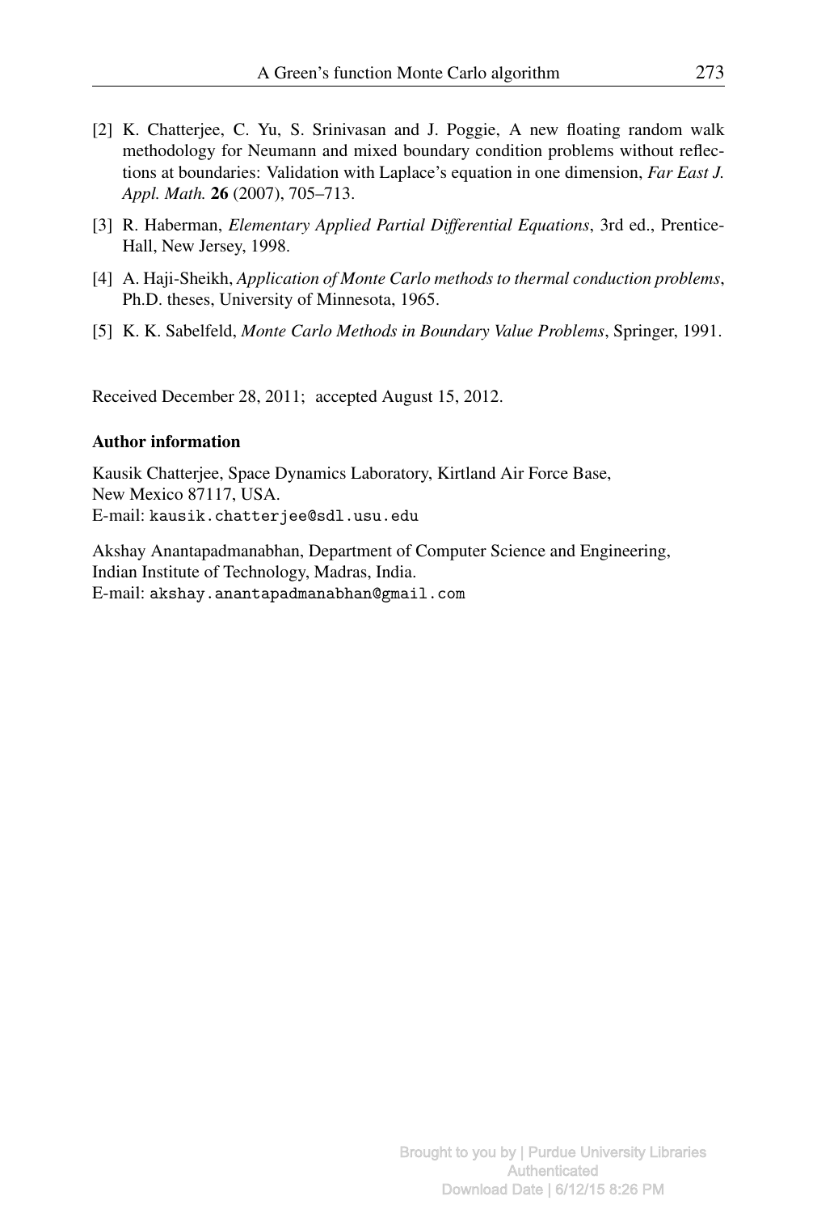[2] K. Chatterjee, C. Yu, S. Srinivasan and J. Poggie, A new floating random walk methodology for Neumann and mixed boundary condition problems without reflections at boundaries: Validation with Laplace's equation in one dimension, *Far East J. Appl. Math.* **26** (2007), 705–713.

[3] R. Haberman, *Elementary Applied Partial Differential Equations*, 3rd ed., Prentice-Hall, New Jersey, 1998.

[4] A. Haji-Sheikh, *Application of Monte Carlo methods to thermal conduction problems*, Ph.D. theses, University of Minnesota, 1965.

[5] K. K. Sabelfeld, *Monte Carlo Methods in Boundary Value Problems*, Springer, 1991.

Received December 28, 2011; accepted August 15, 2012.

**Author information**

Kausik Chatterjee, Space Dynamics Laboratory, Kirtland Air Force Base,
New Mexico 87117, USA.
E-mail: kausik.chatterjee@sdl.usu.edu

Akshay Anantapadmanabhan, Department of Computer Science and Engineering,
Indian Institute of Technology, Madras, India.
E-mail: akshay.anantapadmanabhan@gmail.com